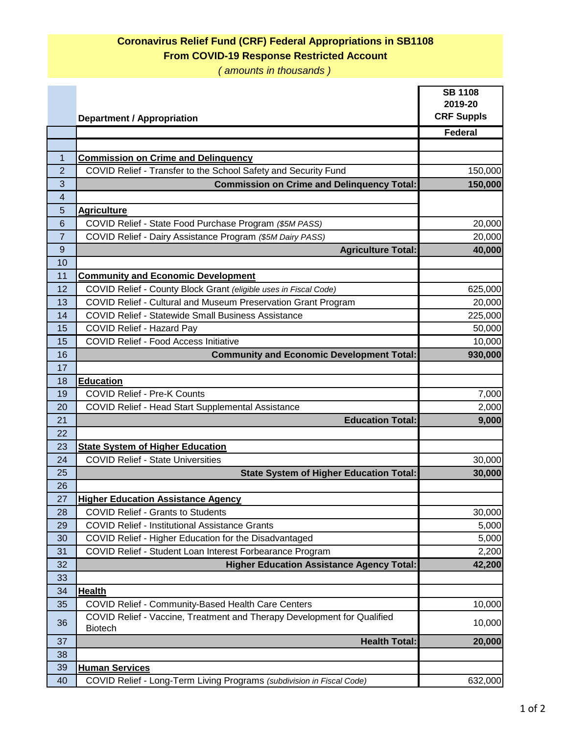# Coronavirus Relief Fund (CRF) Federal Appropriations in SB1108

## From COVID-19 Response Restricted Account

*( amounts in thousands )*

| | Department / Appropriation | SB 1108 2019-20 CRF Suppls |
|---|---|---|
| | | Federal |
| | | |
| 1 | **Commission on Crime and Delinquency** | |
| 2 | COVID Relief - Transfer to the School Safety and Security Fund | 150,000 |
| 3 | **Commission on Crime and Delinquency Total:** | **150,000** |
| 4 | | |
| 5 | **Agriculture** | |
| 6 | COVID Relief - State Food Purchase Program *($5M PASS)* | 20,000 |
| 7 | COVID Relief - Dairy Assistance Program *($5M Dairy PASS)* | 20,000 |
| 9 | **Agriculture Total:** | **40,000** |
| 10 | | |
| 11 | **Community and Economic Development** | |
| 12 | COVID Relief - County Block Grant *(eligible uses in Fiscal Code)* | 625,000 |
| 13 | COVID Relief - Cultural and Museum Preservation Grant Program | 20,000 |
| 14 | COVID Relief - Statewide Small Business Assistance | 225,000 |
| 15 | COVID Relief - Hazard Pay | 50,000 |
| 15 | COVID Relief - Food Access Initiative | 10,000 |
| 16 | **Community and Economic Development Total:** | **930,000** |
| 17 | | |
| 18 | **Education** | |
| 19 | COVID Relief - Pre-K Counts | 7,000 |
| 20 | COVID Relief - Head Start Supplemental Assistance | 2,000 |
| 21 | **Education Total:** | **9,000** |
| 22 | | |
| 23 | **State System of Higher Education** | |
| 24 | COVID Relief - State Universities | 30,000 |
| 25 | **State System of Higher Education Total:** | **30,000** |
| 26 | | |
| 27 | **Higher Education Assistance Agency** | |
| 28 | COVID Relief - Grants to Students | 30,000 |
| 29 | COVID Relief - Institutional Assistance Grants | 5,000 |
| 30 | COVID Relief - Higher Education for the Disadvantaged | 5,000 |
| 31 | COVID Relief - Student Loan Interest Forbearance Program | 2,200 |
| 32 | **Higher Education Assistance Agency Total:** | **42,200** |
| 33 | | |
| 34 | **Health** | |
| 35 | COVID Relief - Community-Based Health Care Centers | 10,000 |
| 36 | COVID Relief - Vaccine, Treatment and Therapy Development for Qualified Biotech | 10,000 |
| 37 | **Health Total:** | **20,000** |
| 38 | | |
| 39 | **Human Services** | |
| 40 | COVID Relief - Long-Term Living Programs *(subdivision in Fiscal Code)* | 632,000 |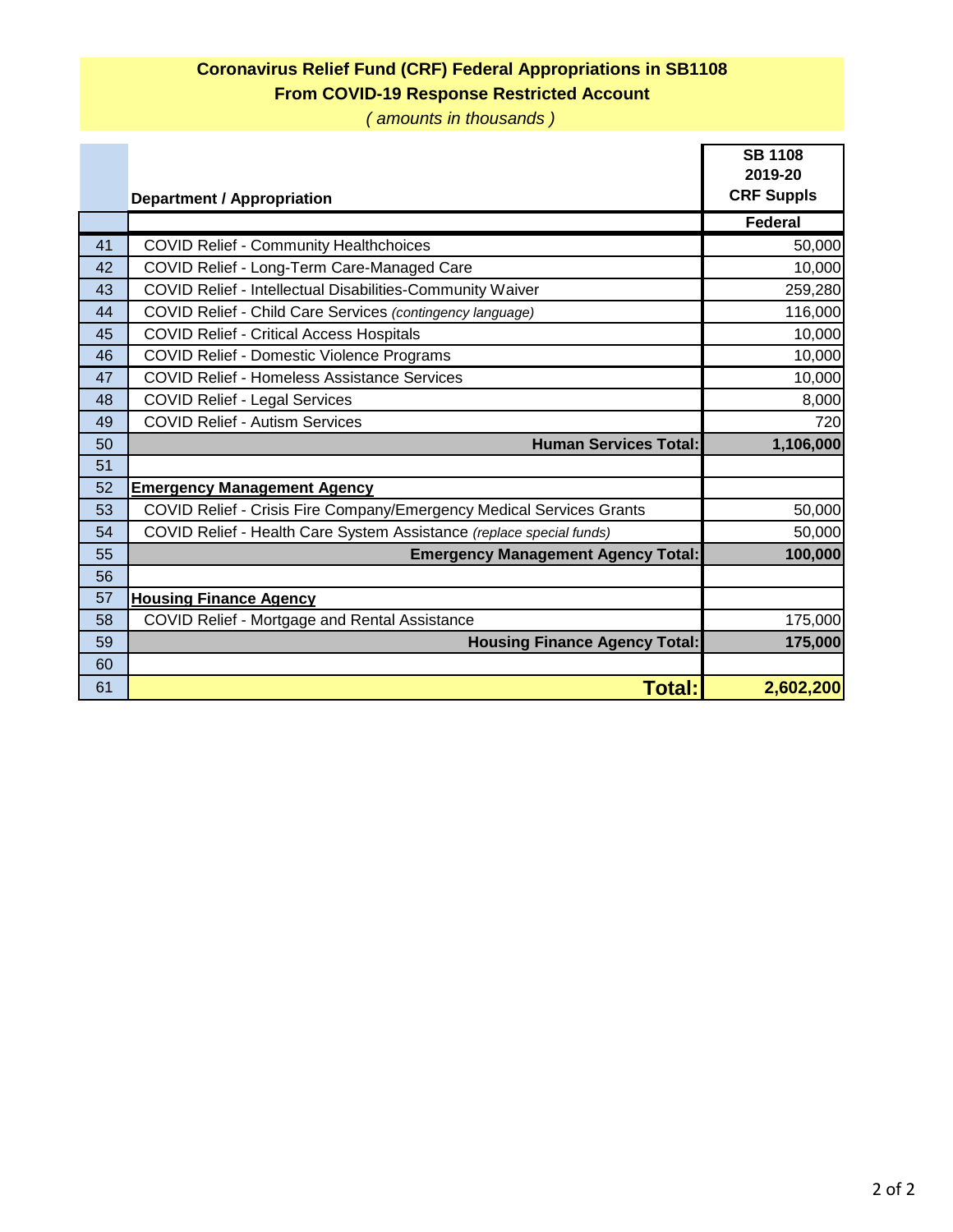**Coronavirus Relief Fund (CRF) Federal Appropriations in SB1108**
**From COVID-19 Response Restricted Account**
*( amounts in thousands )*

| | Department / Appropriation | SB 1108 2019-20 CRF Supps |
|---|---|---|
| | | **Federal** |
| 41 | COVID Relief - Community Healthchoices | 50,000 |
| 42 | COVID Relief - Long-Term Care-Managed Care | 10,000 |
| 43 | COVID Relief - Intellectual Disabilities-Community Waiver | 259,280 |
| 44 | COVID Relief - Child Care Services *(contingency language)* | 116,000 |
| 45 | COVID Relief - Critical Access Hospitals | 10,000 |
| 46 | COVID Relief - Domestic Violence Programs | 10,000 |
| 47 | COVID Relief - Homeless Assistance Services | 10,000 |
| 48 | COVID Relief - Legal Services | 8,000 |
| 49 | COVID Relief - Autism Services | 720 |
| 50 | **Human Services Total:** | **1,106,000** |
| 51 | | |
| 52 | **Emergency Management Agency** | |
| 53 | COVID Relief - Crisis Fire Company/Emergency Medical Services Grants | 50,000 |
| 54 | COVID Relief - Health Care System Assistance *(replace special funds)* | 50,000 |
| 55 | **Emergency Management Agency Total:** | **100,000** |
| 56 | | |
| 57 | **Housing Finance Agency** | |
| 58 | COVID Relief - Mortgage and Rental Assistance | 175,000 |
| 59 | **Housing Finance Agency Total:** | **175,000** |
| 60 | | |
| 61 | **Total:** | **2,602,200** |